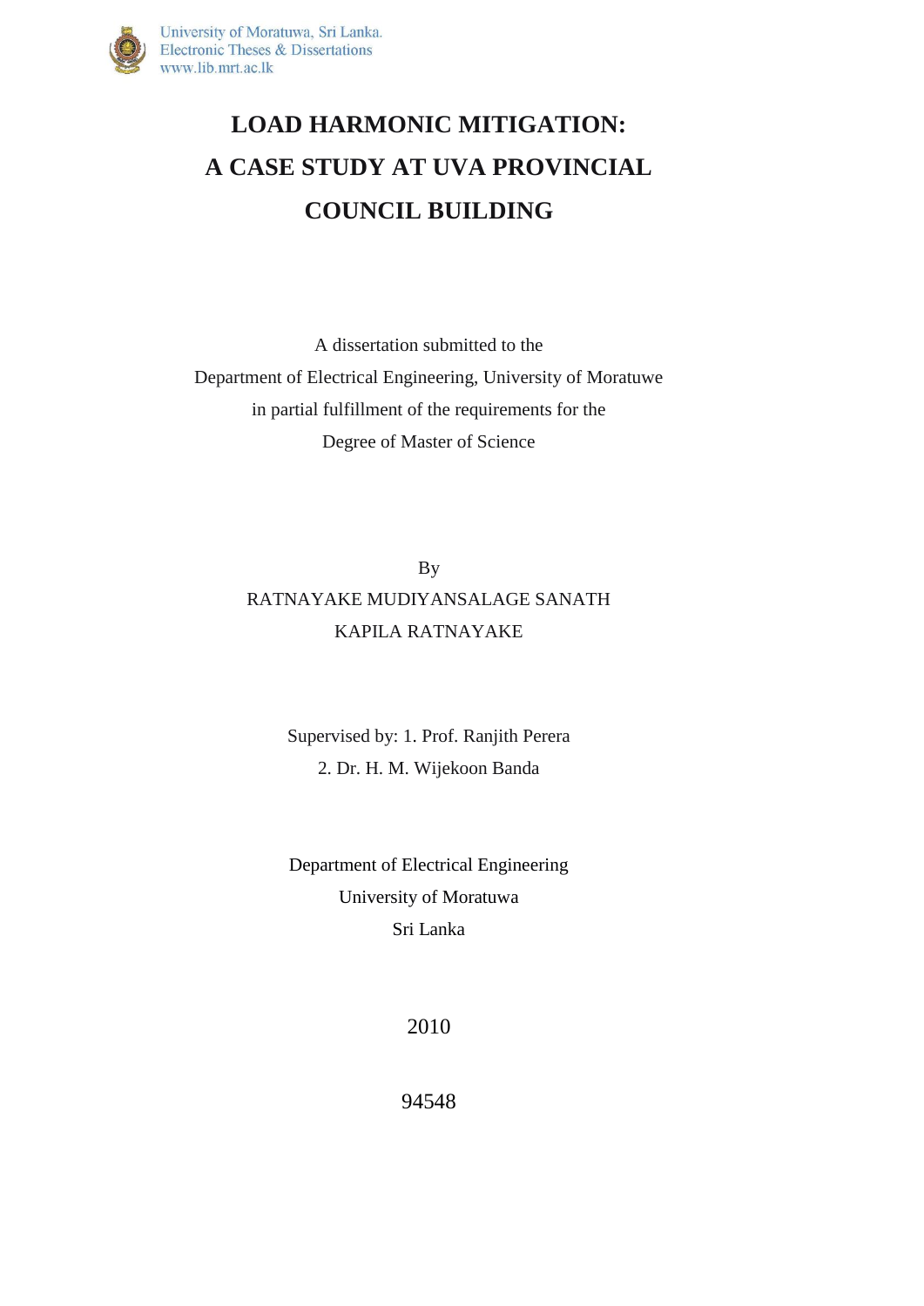# LOAD HARMONIC MITIGATION: A CASE STUDY AT UVA PROVINCIAL COUNCIL BUILDING

A dissertation submitted to the

Department of Electrical Engineering, University of Moratuwe

in partial fulfillment of the requirements for the

Degree of Master of Science

By

RATNAYAKE MUDIYANSALAGE SANATH

KAPILA RATNAYAKE

Supervised by: 1. Prof. Ranjith Perera

2. Dr. H. M. Wijekoon Banda

Department of Electrical Engineering

University of Moratuwa

Sri Lanka

2010

94548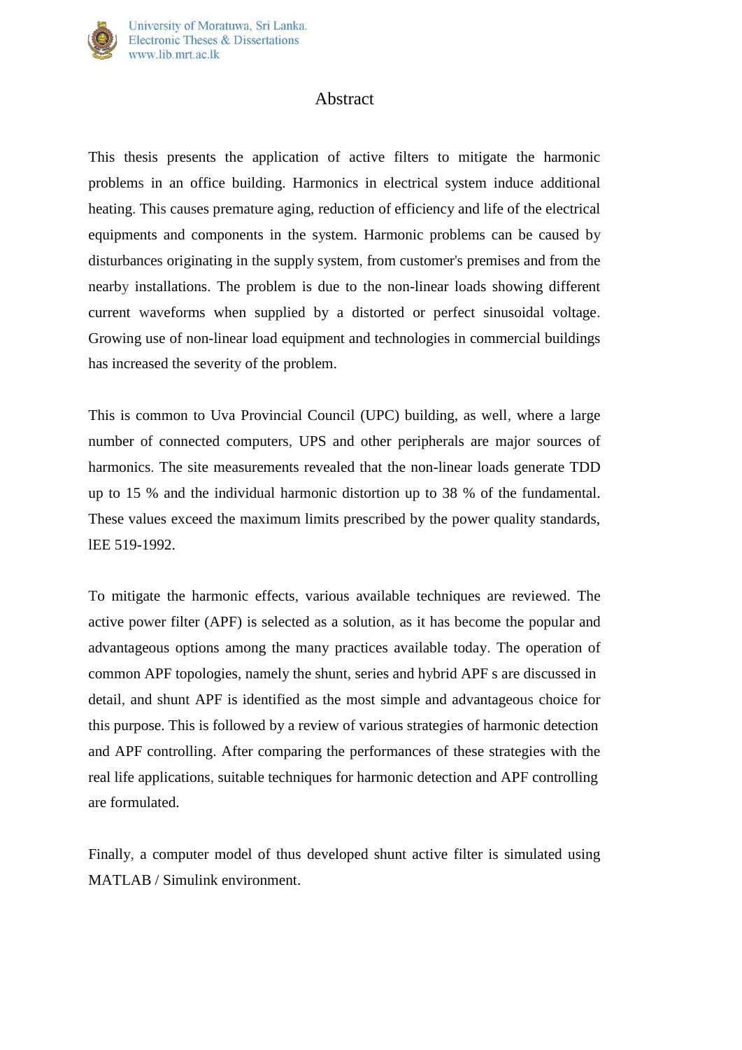# Abstract

This thesis presents the application of active filters to mitigate the harmonic problems in an office building. Harmonics in electrical system induce additional heating. This causes premature aging, reduction of efficiency and life of the electrical equipments and components in the system. Harmonic problems can be caused by disturbances originating in the supply system, from customer's premises and from the nearby installations. The problem is due to the non-linear loads showing different current waveforms when supplied by a distorted or perfect sinusoidal voltage. Growing use of non-linear load equipment and technologies in commercial buildings has increased the severity of the problem.

This is common to Uva Provincial Council (UPC) building, as well, where a large number of connected computers, UPS and other peripherals are major sources of harmonics. The site measurements revealed that the non-linear loads generate TDD up to 15 % and the individual harmonic distortion up to 38 % of the fundamental. These values exceed the maximum limits prescribed by the power quality standards, lEE 519-1992.

To mitigate the harmonic effects, various available techniques are reviewed. The active power filter (APF) is selected as a solution, as it has become the popular and advantageous options among the many practices available today. The operation of common APF topologies, namely the shunt, series and hybrid APF s are discussed in detail, and shunt APF is identified as the most simple and advantageous choice for this purpose. This is followed by a review of various strategies of harmonic detection and APF controlling. After comparing the performances of these strategies with the real life applications, suitable techniques for harmonic detection and APF controlling are formulated.

Finally, a computer model of thus developed shunt active filter is simulated using MATLAB / Simulink environment.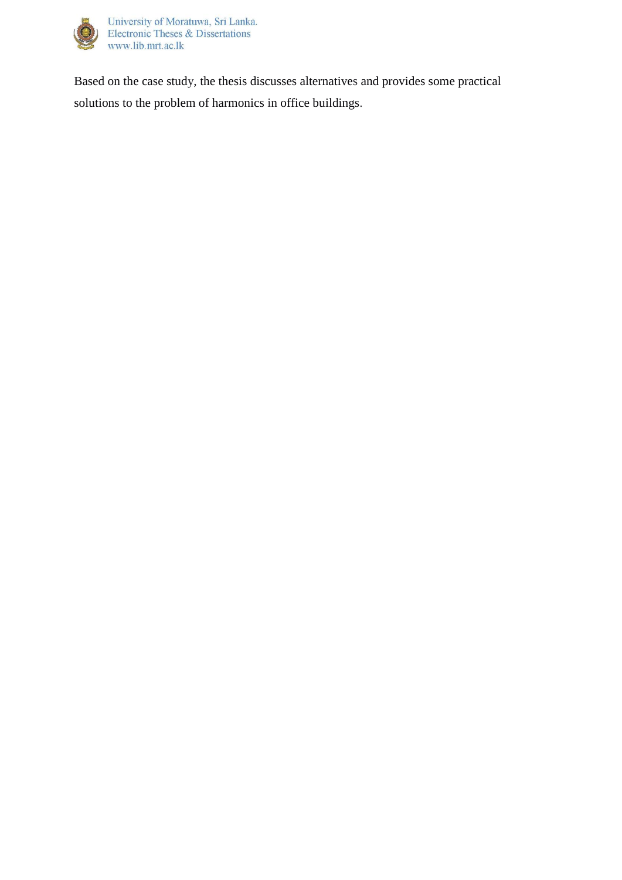Based on the case study, the thesis discusses alternatives and provides some practical solutions to the problem of harmonics in office buildings.